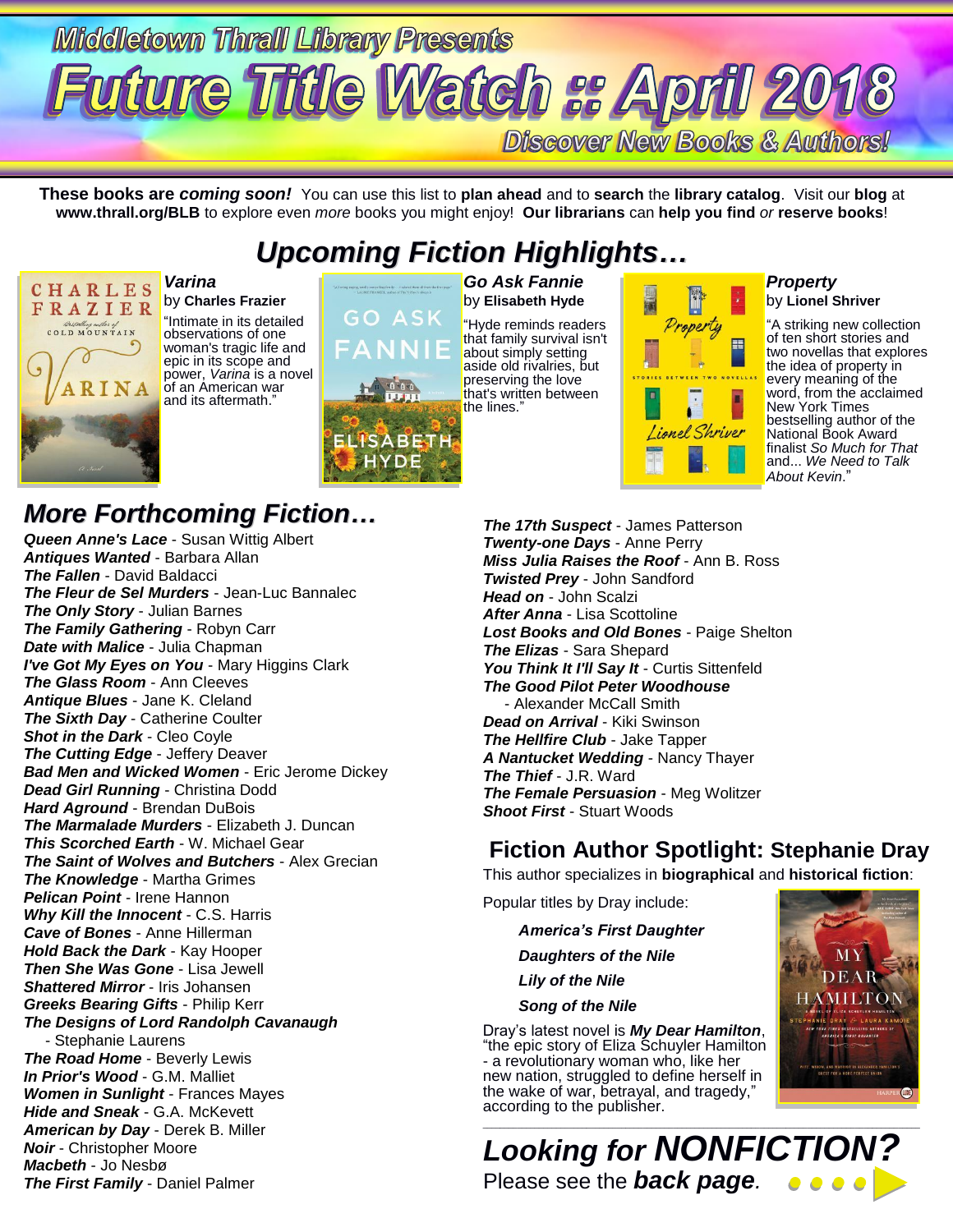Middletown Thrall Library Presents

# Future Title Watch :: April 2018

Discover New Books & Authors!

**These books are *coming soon!*** You can use this list to **plan ahead** and to **search** the **library catalog**. Visit our **blog** at **www.thrall.org/BLB** to explore even *more* books you might enjoy! **Our librarians** can **help you find** *or* **reserve books**!

## *Upcoming Fiction Highlights…*

***Varina***
by **Charles Frazier**
"Intimate in its detailed observations of one woman's tragic life and epic in its scope and power, *Varina* is a novel of an American war and its aftermath."

***Go Ask Fannie***
by **Elisabeth Hyde**
"Hyde reminds readers that family survival isn't about simply setting aside old rivalries, but preserving the love that's written between the lines."

***Property***
by **Lionel Shriver**
"A striking new collection of ten short stories and two novellas that explores the idea of property in every meaning of the word, from the acclaimed New York Times bestselling author of the National Book Award finalist *So Much for That* and... *We Need to Talk About Kevin*."

## *More Forthcoming Fiction…*

***Queen Anne's Lace*** - Susan Wittig Albert
***Antiques Wanted*** - Barbara Allan
***The Fallen*** - David Baldacci
***The Fleur de Sel Murders*** - Jean-Luc Bannalec
***The Only Story*** - Julian Barnes
***The Family Gathering*** - Robyn Carr
***Date with Malice*** - Julia Chapman
***I've Got My Eyes on You*** - Mary Higgins Clark
***The Glass Room*** - Ann Cleeves
***Antique Blues*** - Jane K. Cleland
***The Sixth Day*** - Catherine Coulter
***Shot in the Dark*** - Cleo Coyle
***The Cutting Edge*** - Jeffery Deaver
***Bad Men and Wicked Women*** - Eric Jerome Dickey
***Dead Girl Running*** - Christina Dodd
***Hard Aground*** - Brendan DuBois
***The Marmalade Murders*** - Elizabeth J. Duncan
***This Scorched Earth*** - W. Michael Gear
***The Saint of Wolves and Butchers*** - Alex Grecian
***The Knowledge*** - Martha Grimes
***Pelican Point*** - Irene Hannon
***Why Kill the Innocent*** - C.S. Harris
***Cave of Bones*** - Anne Hillerman
***Hold Back the Dark*** - Kay Hooper
***Then She Was Gone*** - Lisa Jewell
***Shattered Mirror*** - Iris Johansen
***Greeks Bearing Gifts*** - Philip Kerr
***The Designs of Lord Randolph Cavanaugh*** - Stephanie Laurens
***The Road Home*** - Beverly Lewis
***In Prior's Wood*** - G.M. Malliet
***Women in Sunlight*** - Frances Mayes
***Hide and Sneak*** - G.A. McKevett
***American by Day*** - Derek B. Miller
***Noir*** - Christopher Moore
***Macbeth*** - Jo Nesbø
***The First Family*** - Daniel Palmer
***The 17th Suspect*** - James Patterson
***Twenty-one Days*** - Anne Perry
***Miss Julia Raises the Roof*** - Ann B. Ross
***Twisted Prey*** - John Sandford
***Head on*** - John Scalzi
***After Anna*** - Lisa Scottoline
***Lost Books and Old Bones*** - Paige Shelton
***The Elizas*** - Sara Shepard
***You Think It I'll Say It*** - Curtis Sittenfeld
***The Good Pilot Peter Woodhouse*** - Alexander McCall Smith
***Dead on Arrival*** - Kiki Swinson
***The Hellfire Club*** - Jake Tapper
***A Nantucket Wedding*** - Nancy Thayer
***The Thief*** - J.R. Ward
***The Female Persuasion*** - Meg Wolitzer
***Shoot First*** - Stuart Woods

## Fiction Author Spotlight: Stephanie Dray

This author specializes in **biographical** and **historical fiction**:

Popular titles by Dray include:

***America's First Daughter***
***Daughters of the Nile***
***Lily of the Nile***
***Song of the Nile***

Dray's latest novel is ***My Dear Hamilton***, "the epic story of Eliza Schuyler Hamilton - a revolutionary woman who, like her new nation, struggled to define herself in the wake of war, betrayal, and tragedy," according to the publisher.

## *Looking for NONFICTION?*

Please see the ***back page***.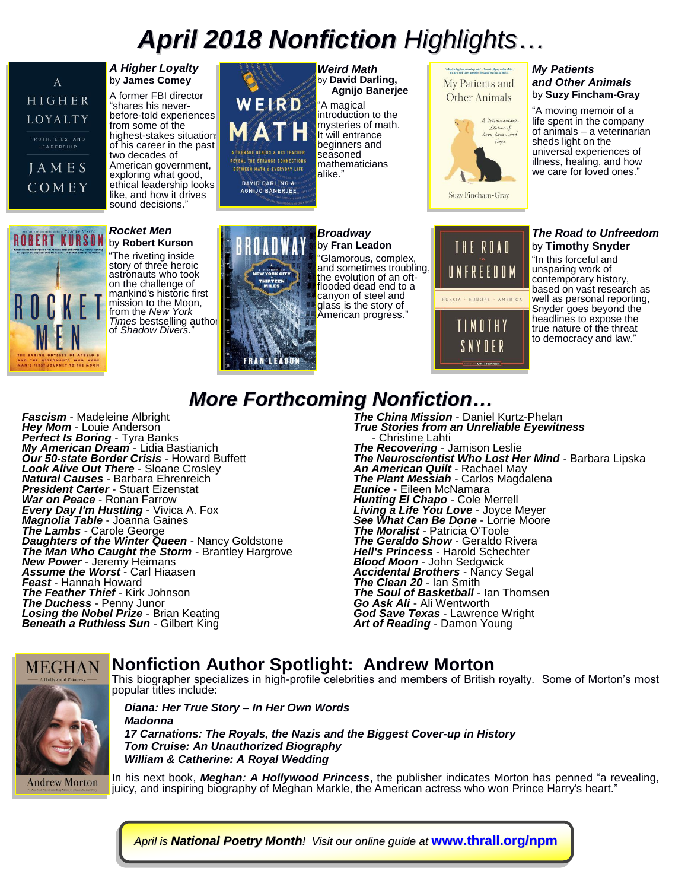# *April 2018 Nonfiction Highlights…*

***A Higher Loyalty***
by **James Comey**
A former FBI director "shares his never-before-told experiences from some of the highest-stakes situations of his career in the past two decades of American government, exploring what good, ethical leadership looks like, and how it drives sound decisions."

***Weird Math***
by **David Darling, Agnijo Banerjee**
"A magical introduction to the mysteries of math. It will entrance beginners and seasoned mathematicians alike."

***My Patients and Other Animals***
by **Suzy Fincham-Gray**
"A moving memoir of a life spent in the company of animals – a veterinarian sheds light on the universal experiences of illness, healing, and how we care for loved ones."

***Rocket Men***
by **Robert Kurson**
"The riveting inside story of three heroic astronauts who took on the challenge of mankind's historic first mission to the Moon, from the *New York Times* bestselling author of *Shadow Divers*."

***Broadway***
by **Fran Leadon**
"Glamorous, complex, and sometimes troubling, the evolution of an oft-flooded dead end to a canyon of steel and glass is the story of American progress."

***The Road to Unfreedom***
by **Timothy Snyder**
"In this forceful and unsparing work of contemporary history, based on vast research as well as personal reporting, Snyder goes beyond the headlines to expose the true nature of the threat to democracy and law."

## *More Forthcoming Nonfiction…*

***Fascism*** - Madeleine Albright
***Hey Mom*** - Louie Anderson
***Perfect Is Boring*** - Tyra Banks
***My American Dream*** - Lidia Bastianich
***Our 50-state Border Crisis*** - Howard Buffett
***Look Alive Out There*** - Sloane Crosley
***Natural Causes*** - Barbara Ehrenreich
***President Carter*** - Stuart Eizenstat
***War on Peace*** - Ronan Farrow
***Every Day I'm Hustling*** - Vivica A. Fox
***Magnolia Table*** - Joanna Gaines
***The Lambs*** - Carole George
***Daughters of the Winter Queen*** - Nancy Goldstone
***The Man Who Caught the Storm*** - Brantley Hargrove
***New Power*** - Jeremy Heimans
***Assume the Worst*** - Carl Hiaasen
***Feast*** - Hannah Howard
***The Feather Thief*** - Kirk Johnson
***The Duchess*** - Penny Junor
***Losing the Nobel Prize*** - Brian Keating
***Beneath a Ruthless Sun*** - Gilbert King
***The China Mission*** - Daniel Kurtz-Phelan
***True Stories from an Unreliable Eyewitness*** - Christine Lahti
***The Recovering*** - Jamison Leslie
***The Neuroscientist Who Lost Her Mind*** - Barbara Lipska
***An American Quilt*** - Rachael May
***The Plant Messiah*** - Carlos Magdalena
***Eunice*** - Eileen McNamara
***Hunting El Chapo*** - Cole Merrell
***Living a Life You Love*** - Joyce Meyer
***See What Can Be Done*** - Lorrie Moore
***The Moralist*** - Patricia O'Toole
***The Geraldo Show*** - Geraldo Rivera
***Hell's Princess*** - Harold Schechter
***Blood Moon*** - John Sedgwick
***Accidental Brothers*** - Nancy Segal
***The Clean 20*** - Ian Smith
***The Soul of Basketball*** - Ian Thomsen
***Go Ask Ali*** - Ali Wentworth
***God Save Texas*** - Lawrence Wright
***Art of Reading*** - Damon Young

## Nonfiction Author Spotlight: Andrew Morton

This biographer specializes in high-profile celebrities and members of British royalty. Some of Morton's most popular titles include:

***Diana: Her True Story – In Her Own Words***
***Madonna***
***17 Carnations: The Royals, the Nazis and the Biggest Cover-up in History***
***Tom Cruise: An Unauthorized Biography***
***William & Catherine: A Royal Wedding***

In his next book, ***Meghan: A Hollywood Princess***, the publisher indicates Morton has penned "a revealing, juicy, and inspiring biography of Meghan Markle, the American actress who won Prince Harry's heart."

*April is **National Poetry Month**! Visit our online guide at* **www.thrall.org/npm**